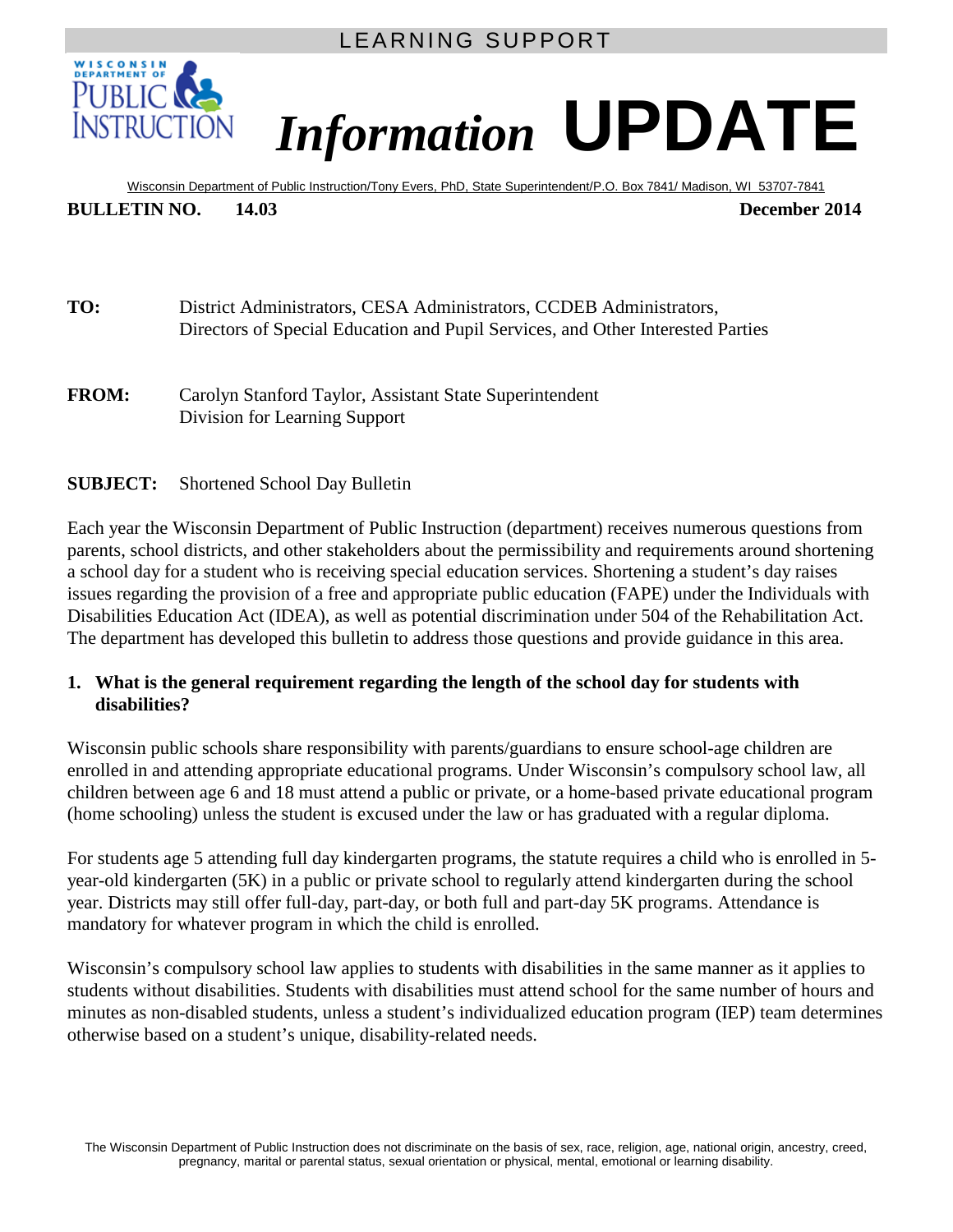LEARNING SUPPORT

# *Information* UPDATE

Wisconsin Department of Public Instruction/Tony Evers, PhD, State Superintendent/P.O. Box 7841/ Madison, WI 53707-7841

**BULLETIN NO. 14.03** **December 2014**

**TO:** District Administrators, CESA Administrators, CCDEB Administrators, Directors of Special Education and Pupil Services, and Other Interested Parties

**FROM:** Carolyn Stanford Taylor, Assistant State Superintendent
Division for Learning Support

**SUBJECT:** Shortened School Day Bulletin

Each year the Wisconsin Department of Public Instruction (department) receives numerous questions from parents, school districts, and other stakeholders about the permissibility and requirements around shortening a school day for a student who is receiving special education services. Shortening a student's day raises issues regarding the provision of a free and appropriate public education (FAPE) under the Individuals with Disabilities Education Act (IDEA), as well as potential discrimination under 504 of the Rehabilitation Act. The department has developed this bulletin to address those questions and provide guidance in this area.

**1. What is the general requirement regarding the length of the school day for students with disabilities?**

Wisconsin public schools share responsibility with parents/guardians to ensure school-age children are enrolled in and attending appropriate educational programs. Under Wisconsin's compulsory school law, all children between age 6 and 18 must attend a public or private, or a home-based private educational program (home schooling) unless the student is excused under the law or has graduated with a regular diploma.

For students age 5 attending full day kindergarten programs, the statute requires a child who is enrolled in 5-year-old kindergarten (5K) in a public or private school to regularly attend kindergarten during the school year. Districts may still offer full-day, part-day, or both full and part-day 5K programs. Attendance is mandatory for whatever program in which the child is enrolled.

Wisconsin's compulsory school law applies to students with disabilities in the same manner as it applies to students without disabilities. Students with disabilities must attend school for the same number of hours and minutes as non-disabled students, unless a student's individualized education program (IEP) team determines otherwise based on a student's unique, disability-related needs.

The Wisconsin Department of Public Instruction does not discriminate on the basis of sex, race, religion, age, national origin, ancestry, creed, pregnancy, marital or parental status, sexual orientation or physical, mental, emotional or learning disability.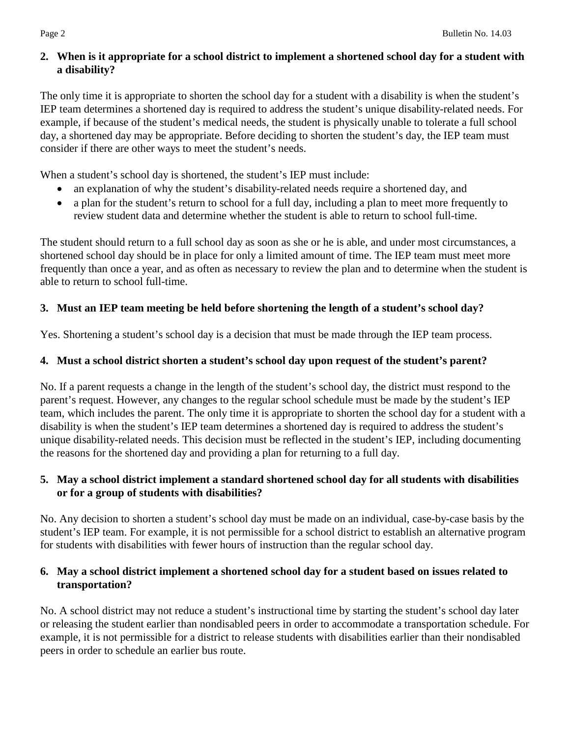**2. When is it appropriate for a school district to implement a shortened school day for a student with a disability?**

The only time it is appropriate to shorten the school day for a student with a disability is when the student's IEP team determines a shortened day is required to address the student's unique disability-related needs. For example, if because of the student's medical needs, the student is physically unable to tolerate a full school day, a shortened day may be appropriate. Before deciding to shorten the student's day, the IEP team must consider if there are other ways to meet the student's needs.

When a student's school day is shortened, the student's IEP must include:

- an explanation of why the student's disability-related needs require a shortened day, and
- a plan for the student's return to school for a full day, including a plan to meet more frequently to review student data and determine whether the student is able to return to school full-time.

The student should return to a full school day as soon as she or he is able, and under most circumstances, a shortened school day should be in place for only a limited amount of time. The IEP team must meet more frequently than once a year, and as often as necessary to review the plan and to determine when the student is able to return to school full-time.

**3. Must an IEP team meeting be held before shortening the length of a student's school day?**

Yes. Shortening a student's school day is a decision that must be made through the IEP team process.

**4. Must a school district shorten a student's school day upon request of the student's parent?**

No. If a parent requests a change in the length of the student's school day, the district must respond to the parent's request. However, any changes to the regular school schedule must be made by the student's IEP team, which includes the parent. The only time it is appropriate to shorten the school day for a student with a disability is when the student's IEP team determines a shortened day is required to address the student's unique disability-related needs. This decision must be reflected in the student's IEP, including documenting the reasons for the shortened day and providing a plan for returning to a full day.

**5. May a school district implement a standard shortened school day for all students with disabilities or for a group of students with disabilities?**

No. Any decision to shorten a student's school day must be made on an individual, case-by-case basis by the student's IEP team. For example, it is not permissible for a school district to establish an alternative program for students with disabilities with fewer hours of instruction than the regular school day.

**6. May a school district implement a shortened school day for a student based on issues related to transportation?**

No. A school district may not reduce a student's instructional time by starting the student's school day later or releasing the student earlier than nondisabled peers in order to accommodate a transportation schedule. For example, it is not permissible for a district to release students with disabilities earlier than their nondisabled peers in order to schedule an earlier bus route.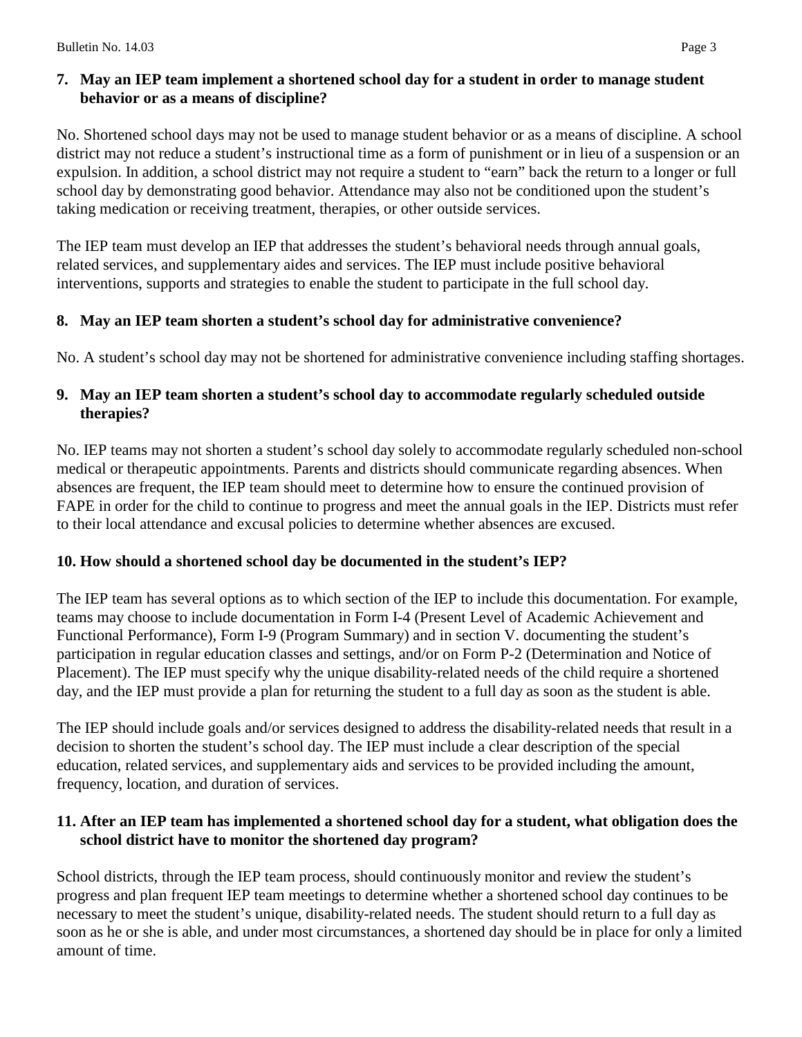**7. May an IEP team implement a shortened school day for a student in order to manage student behavior or as a means of discipline?**

No. Shortened school days may not be used to manage student behavior or as a means of discipline. A school district may not reduce a student's instructional time as a form of punishment or in lieu of a suspension or an expulsion. In addition, a school district may not require a student to "earn" back the return to a longer or full school day by demonstrating good behavior. Attendance may also not be conditioned upon the student's taking medication or receiving treatment, therapies, or other outside services.

The IEP team must develop an IEP that addresses the student's behavioral needs through annual goals, related services, and supplementary aides and services. The IEP must include positive behavioral interventions, supports and strategies to enable the student to participate in the full school day.

**8. May an IEP team shorten a student's school day for administrative convenience?**

No. A student's school day may not be shortened for administrative convenience including staffing shortages.

**9. May an IEP team shorten a student's school day to accommodate regularly scheduled outside therapies?**

No. IEP teams may not shorten a student's school day solely to accommodate regularly scheduled non-school medical or therapeutic appointments. Parents and districts should communicate regarding absences. When absences are frequent, the IEP team should meet to determine how to ensure the continued provision of FAPE in order for the child to continue to progress and meet the annual goals in the IEP. Districts must refer to their local attendance and excusal policies to determine whether absences are excused.

**10. How should a shortened school day be documented in the student's IEP?**

The IEP team has several options as to which section of the IEP to include this documentation. For example, teams may choose to include documentation in Form I-4 (Present Level of Academic Achievement and Functional Performance), Form I-9 (Program Summary) and in section V. documenting the student's participation in regular education classes and settings, and/or on Form P-2 (Determination and Notice of Placement). The IEP must specify why the unique disability-related needs of the child require a shortened day, and the IEP must provide a plan for returning the student to a full day as soon as the student is able.

The IEP should include goals and/or services designed to address the disability-related needs that result in a decision to shorten the student's school day. The IEP must include a clear description of the special education, related services, and supplementary aids and services to be provided including the amount, frequency, location, and duration of services.

**11. After an IEP team has implemented a shortened school day for a student, what obligation does the school district have to monitor the shortened day program?**

School districts, through the IEP team process, should continuously monitor and review the student's progress and plan frequent IEP team meetings to determine whether a shortened school day continues to be necessary to meet the student's unique, disability-related needs. The student should return to a full day as soon as he or she is able, and under most circumstances, a shortened day should be in place for only a limited amount of time.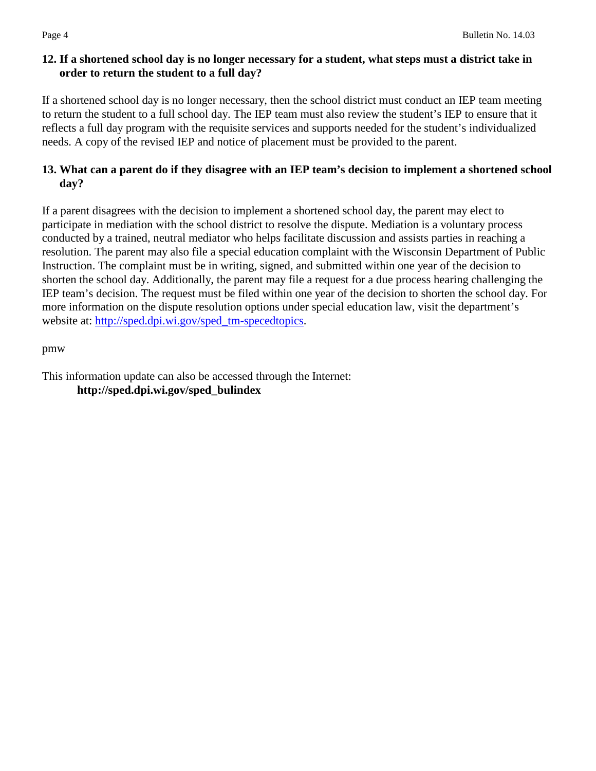**12. If a shortened school day is no longer necessary for a student, what steps must a district take in order to return the student to a full day?**

If a shortened school day is no longer necessary, then the school district must conduct an IEP team meeting to return the student to a full school day. The IEP team must also review the student's IEP to ensure that it reflects a full day program with the requisite services and supports needed for the student's individualized needs. A copy of the revised IEP and notice of placement must be provided to the parent.

**13. What can a parent do if they disagree with an IEP team's decision to implement a shortened school day?**

If a parent disagrees with the decision to implement a shortened school day, the parent may elect to participate in mediation with the school district to resolve the dispute. Mediation is a voluntary process conducted by a trained, neutral mediator who helps facilitate discussion and assists parties in reaching a resolution. The parent may also file a special education complaint with the Wisconsin Department of Public Instruction. The complaint must be in writing, signed, and submitted within one year of the decision to shorten the school day. Additionally, the parent may file a request for a due process hearing challenging the IEP team's decision. The request must be filed within one year of the decision to shorten the school day. For more information on the dispute resolution options under special education law, visit the department's website at: [http://sped.dpi.wi.gov/sped_tm-specedtopics](http://sped.dpi.wi.gov/sped_tm-specedtopics).

pmw

This information update can also be accessed through the Internet:
**http://sped.dpi.wi.gov/sped_bulindex**